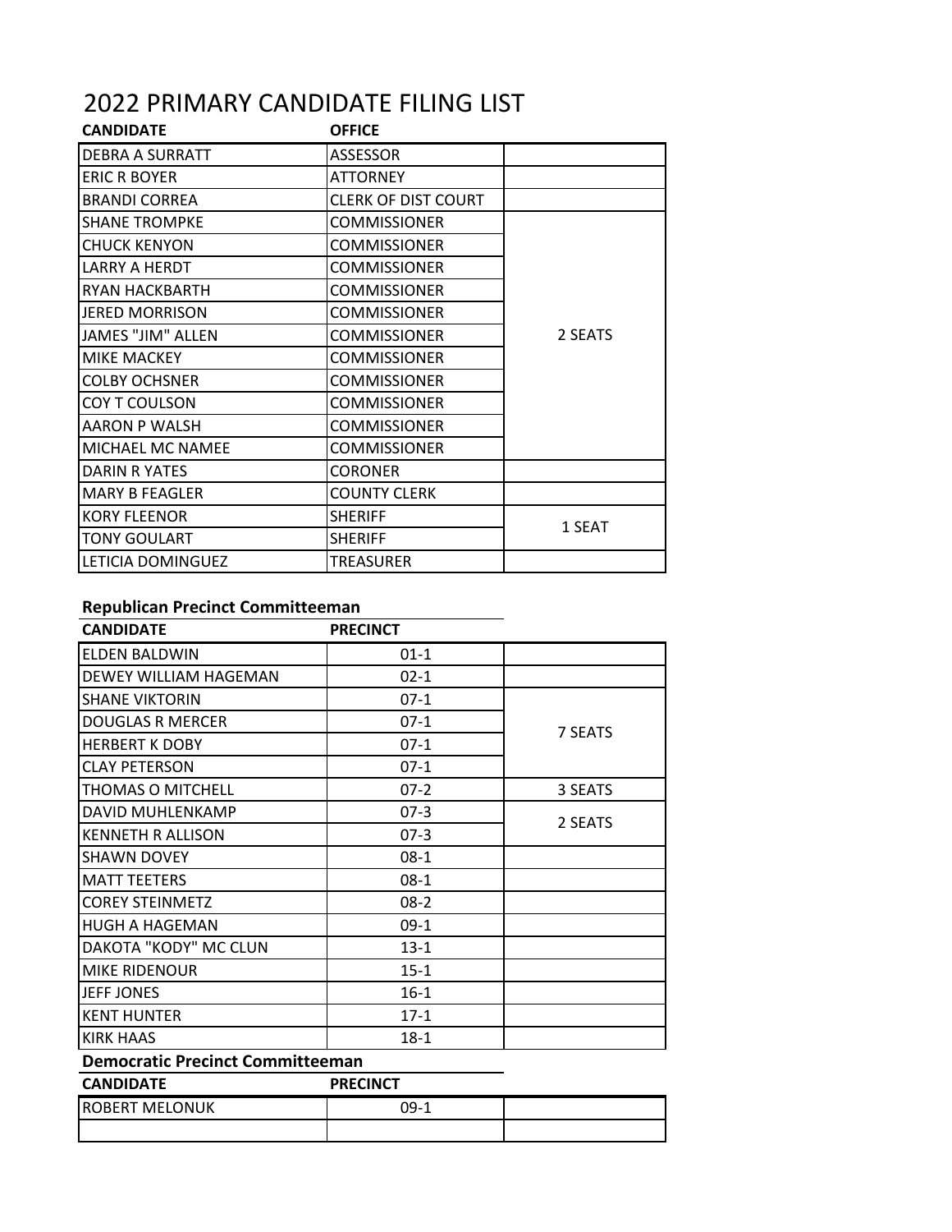# 2022 PRIMARY CANDIDATE FILING LIST

| CANDIDATE | OFFICE | |
|---|---|---|
| DEBRA A SURRATT | ASSESSOR | |
| ERIC R BOYER | ATTORNEY | |
| BRANDI CORREA | CLERK OF DIST COURT | |
| SHANE TROMPKE | COMMISSIONER | 2 SEATS |
| CHUCK KENYON | COMMISSIONER | |
| LARRY A HERDT | COMMISSIONER | |
| RYAN HACKBARTH | COMMISSIONER | |
| JERED MORRISON | COMMISSIONER | |
| JAMES "JIM" ALLEN | COMMISSIONER | |
| MIKE MACKEY | COMMISSIONER | |
| COLBY OCHSNER | COMMISSIONER | |
| COY T COULSON | COMMISSIONER | |
| AARON P WALSH | COMMISSIONER | |
| MICHAEL MC NAMEE | COMMISSIONER | |
| DARIN R YATES | CORONER | |
| MARY B FEAGLER | COUNTY CLERK | |
| KORY FLEENOR | SHERIFF | 1 SEAT |
| TONY GOULART | SHERIFF | |
| LETICIA DOMINGUEZ | TREASURER | |

**Republican Precinct Committeeman**

| CANDIDATE | PRECINCT | |
|---|---|---|
| ELDEN BALDWIN | 01-1 | |
| DEWEY WILLIAM HAGEMAN | 02-1 | |
| SHANE VIKTORIN | 07-1 | 7 SEATS |
| DOUGLAS R MERCER | 07-1 | |
| HERBERT K DOBY | 07-1 | |
| CLAY PETERSON | 07-1 | |
| THOMAS O MITCHELL | 07-2 | 3 SEATS |
| DAVID MUHLENKAMP | 07-3 | 2 SEATS |
| KENNETH R ALLISON | 07-3 | |
| SHAWN DOVEY | 08-1 | |
| MATT TEETERS | 08-1 | |
| COREY STEINMETZ | 08-2 | |
| HUGH A HAGEMAN | 09-1 | |
| DAKOTA "KODY" MC CLUN | 13-1 | |
| MIKE RIDENOUR | 15-1 | |
| JEFF JONES | 16-1 | |
| KENT HUNTER | 17-1 | |
| KIRK HAAS | 18-1 | |

**Democratic Precinct Committeeman**

| CANDIDATE | PRECINCT | |
|---|---|---|
| ROBERT MELONUK | 09-1 | |
| | | |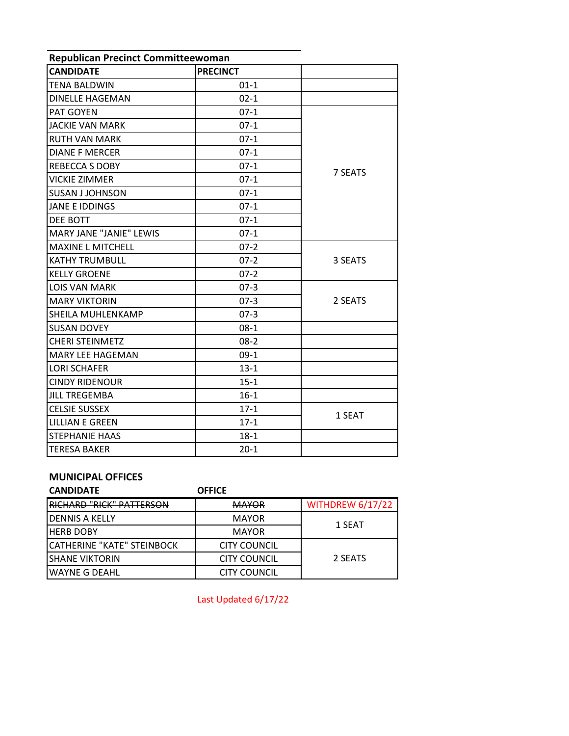## Republican Precinct Committeewoman

| CANDIDATE | PRECINCT | |
|---|---|---|
| TENA BALDWIN | 01-1 | |
| DINELLE HAGEMAN | 02-1 | |
| PAT GOYEN | 07-1 | 7 SEATS |
| JACKIE VAN MARK | 07-1 | |
| RUTH VAN MARK | 07-1 | |
| DIANE F MERCER | 07-1 | |
| REBECCA S DOBY | 07-1 | |
| VICKIE ZIMMER | 07-1 | |
| SUSAN J JOHNSON | 07-1 | |
| JANE E IDDINGS | 07-1 | |
| DEE BOTT | 07-1 | |
| MARY JANE "JANIE" LEWIS | 07-1 | |
| MAXINE L MITCHELL | 07-2 | 3 SEATS |
| KATHY TRUMBULL | 07-2 | |
| KELLY GROENE | 07-2 | |
| LOIS VAN MARK | 07-3 | 2 SEATS |
| MARY VIKTORIN | 07-3 | |
| SHEILA MUHLENKAMP | 07-3 | |
| SUSAN DOVEY | 08-1 | |
| CHERI STEINMETZ | 08-2 | |
| MARY LEE HAGEMAN | 09-1 | |
| LORI SCHAFER | 13-1 | |
| CINDY RIDENOUR | 15-1 | |
| JILL TREGEMBA | 16-1 | |
| CELSIE SUSSEX | 17-1 | 1 SEAT |
| LILLIAN E GREEN | 17-1 | |
| STEPHANIE HAAS | 18-1 | |
| TERESA BAKER | 20-1 | |

## MUNICIPAL OFFICES

| CANDIDATE | OFFICE | |
|---|---|---|
| ~~RICHARD "RICK" PATTERSON~~ | ~~MAYOR~~ | WITHDREW 6/17/22 |
| DENNIS A KELLY | MAYOR | 1 SEAT |
| HERB DOBY | MAYOR | |
| CATHERINE "KATE" STEINBOCK | CITY COUNCIL | 2 SEATS |
| SHANE VIKTORIN | CITY COUNCIL | |
| WAYNE G DEAHL | CITY COUNCIL | |

Last Updated 6/17/22